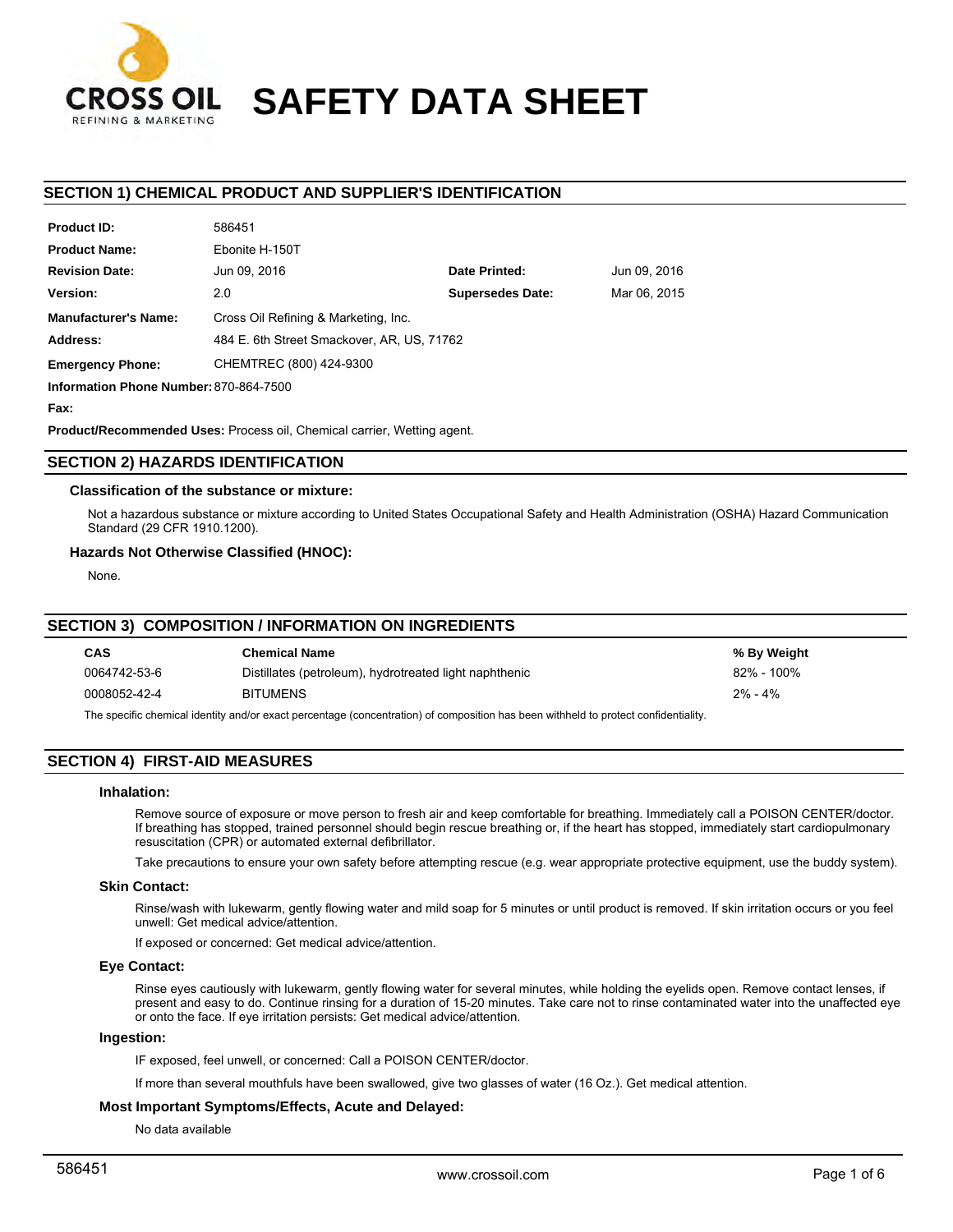CROSS OIL
REFINING & MARKETING

# SAFETY DATA SHEET

## SECTION 1) CHEMICAL PRODUCT AND SUPPLIER'S IDENTIFICATION

| | | | |
|---|---|---|---|
| **Product ID:** | 586451 | | |
| **Product Name:** | Ebonite H-150T | | |
| **Revision Date:** | Jun 09, 2016 | **Date Printed:** | Jun 09, 2016 |
| **Version:** | 2.0 | **Supersedes Date:** | Mar 06, 2015 |
| **Manufacturer's Name:** | Cross Oil Refining & Marketing, Inc. | | |
| **Address:** | 484 E. 6th Street Smackover, AR, US, 71762 | | |
| **Emergency Phone:** | CHEMTREC (800) 424-9300 | | |
| **Information Phone Number:** | 870-864-7500 | | |
| **Fax:** | | | |

**Product/Recommended Uses:** Process oil, Chemical carrier, Wetting agent.

## SECTION 2) HAZARDS IDENTIFICATION

### Classification of the substance or mixture:

Not a hazardous substance or mixture according to United States Occupational Safety and Health Administration (OSHA) Hazard Communication Standard (29 CFR 1910.1200).

### Hazards Not Otherwise Classified (HNOC):

None.

## SECTION 3) COMPOSITION / INFORMATION ON INGREDIENTS

| CAS | Chemical Name | % By Weight |
|---|---|---|
| 0064742-53-6 | Distillates (petroleum), hydrotreated light naphthenic | 82% - 100% |
| 0008052-42-4 | BITUMENS | 2% - 4% |

The specific chemical identity and/or exact percentage (concentration) of composition has been withheld to protect confidentiality.

## SECTION 4) FIRST-AID MEASURES

### Inhalation:

Remove source of exposure or move person to fresh air and keep comfortable for breathing. Immediately call a POISON CENTER/doctor. If breathing has stopped, trained personnel should begin rescue breathing or, if the heart has stopped, immediately start cardiopulmonary resuscitation (CPR) or automated external defibrillator.

Take precautions to ensure your own safety before attempting rescue (e.g. wear appropriate protective equipment, use the buddy system).

### Skin Contact:

Rinse/wash with lukewarm, gently flowing water and mild soap for 5 minutes or until product is removed. If skin irritation occurs or you feel unwell: Get medical advice/attention.

If exposed or concerned: Get medical advice/attention.

### Eye Contact:

Rinse eyes cautiously with lukewarm, gently flowing water for several minutes, while holding the eyelids open. Remove contact lenses, if present and easy to do. Continue rinsing for a duration of 15-20 minutes. Take care not to rinse contaminated water into the unaffected eye or onto the face. If eye irritation persists: Get medical advice/attention.

### Ingestion:

IF exposed, feel unwell, or concerned: Call a POISON CENTER/doctor.

If more than several mouthfuls have been swallowed, give two glasses of water (16 Oz.). Get medical attention.

### Most Important Symptoms/Effects, Acute and Delayed:

No data available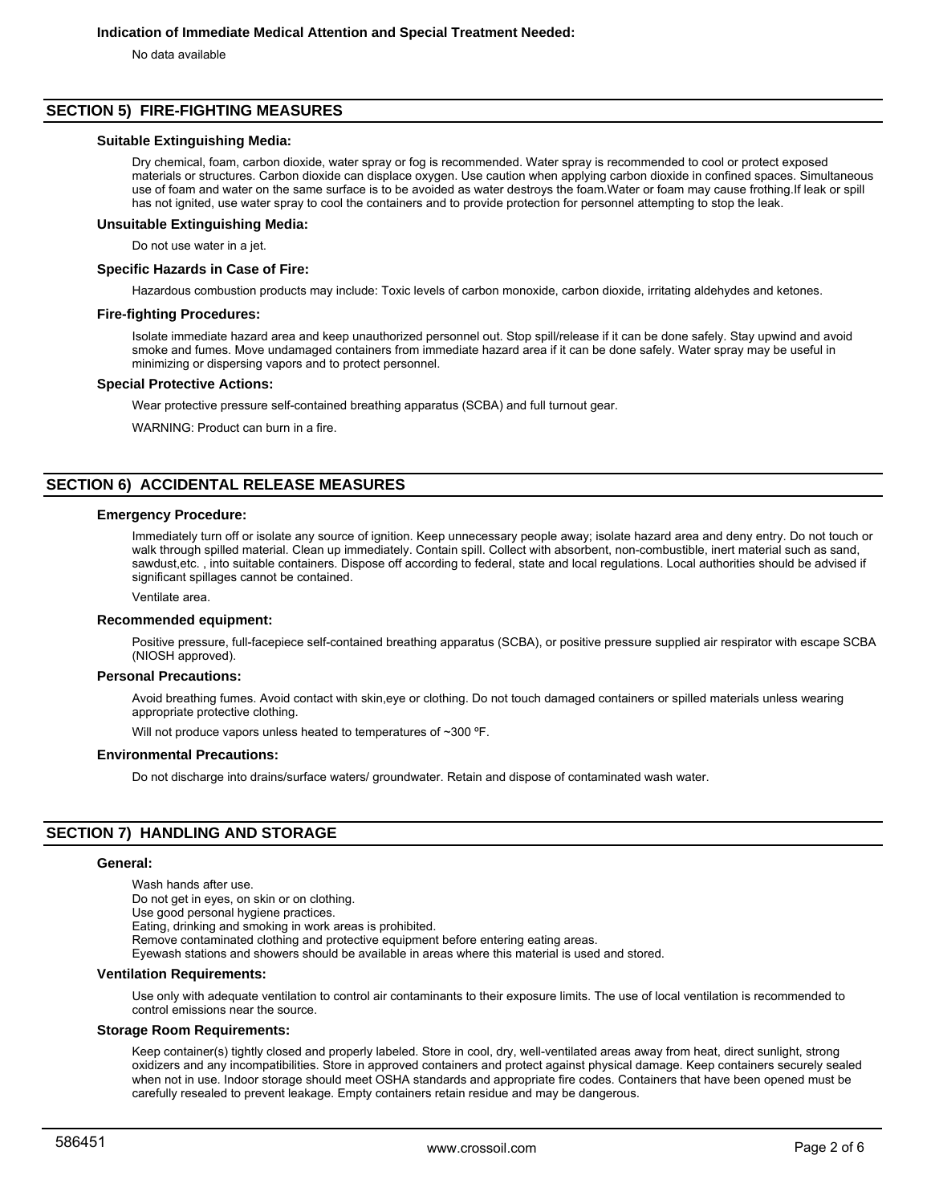### Indication of Immediate Medical Attention and Special Treatment Needed:

No data available

## SECTION 5) FIRE-FIGHTING MEASURES

### Suitable Extinguishing Media:

Dry chemical, foam, carbon dioxide, water spray or fog is recommended. Water spray is recommended to cool or protect exposed materials or structures. Carbon dioxide can displace oxygen. Use caution when applying carbon dioxide in confined spaces. Simultaneous use of foam and water on the same surface is to be avoided as water destroys the foam.Water or foam may cause frothing.If leak or spill has not ignited, use water spray to cool the containers and to provide protection for personnel attempting to stop the leak.

### Unsuitable Extinguishing Media:

Do not use water in a jet.

### Specific Hazards in Case of Fire:

Hazardous combustion products may include: Toxic levels of carbon monoxide, carbon dioxide, irritating aldehydes and ketones.

### Fire-fighting Procedures:

Isolate immediate hazard area and keep unauthorized personnel out. Stop spill/release if it can be done safely. Stay upwind and avoid smoke and fumes. Move undamaged containers from immediate hazard area if it can be done safely. Water spray may be useful in minimizing or dispersing vapors and to protect personnel.

### Special Protective Actions:

Wear protective pressure self-contained breathing apparatus (SCBA) and full turnout gear.

WARNING: Product can burn in a fire.

## SECTION 6) ACCIDENTAL RELEASE MEASURES

### Emergency Procedure:

Immediately turn off or isolate any source of ignition. Keep unnecessary people away; isolate hazard area and deny entry. Do not touch or walk through spilled material. Clean up immediately. Contain spill. Collect with absorbent, non-combustible, inert material such as sand, sawdust,etc. , into suitable containers. Dispose off according to federal, state and local regulations. Local authorities should be advised if significant spillages cannot be contained.

Ventilate area.

### Recommended equipment:

Positive pressure, full-facepiece self-contained breathing apparatus (SCBA), or positive pressure supplied air respirator with escape SCBA (NIOSH approved).

### Personal Precautions:

Avoid breathing fumes. Avoid contact with skin,eye or clothing. Do not touch damaged containers or spilled materials unless wearing appropriate protective clothing.

Will not produce vapors unless heated to temperatures of ~300 ºF.

### Environmental Precautions:

Do not discharge into drains/surface waters/ groundwater. Retain and dispose of contaminated wash water.

## SECTION 7) HANDLING AND STORAGE

### General:

Wash hands after use.
Do not get in eyes, on skin or on clothing.
Use good personal hygiene practices.
Eating, drinking and smoking in work areas is prohibited.
Remove contaminated clothing and protective equipment before entering eating areas.
Eyewash stations and showers should be available in areas where this material is used and stored.

### Ventilation Requirements:

Use only with adequate ventilation to control air contaminants to their exposure limits. The use of local ventilation is recommended to control emissions near the source.

### Storage Room Requirements:

Keep container(s) tightly closed and properly labeled. Store in cool, dry, well-ventilated areas away from heat, direct sunlight, strong oxidizers and any incompatibilities. Store in approved containers and protect against physical damage. Keep containers securely sealed when not in use. Indoor storage should meet OSHA standards and appropriate fire codes. Containers that have been opened must be carefully resealed to prevent leakage. Empty containers retain residue and may be dangerous.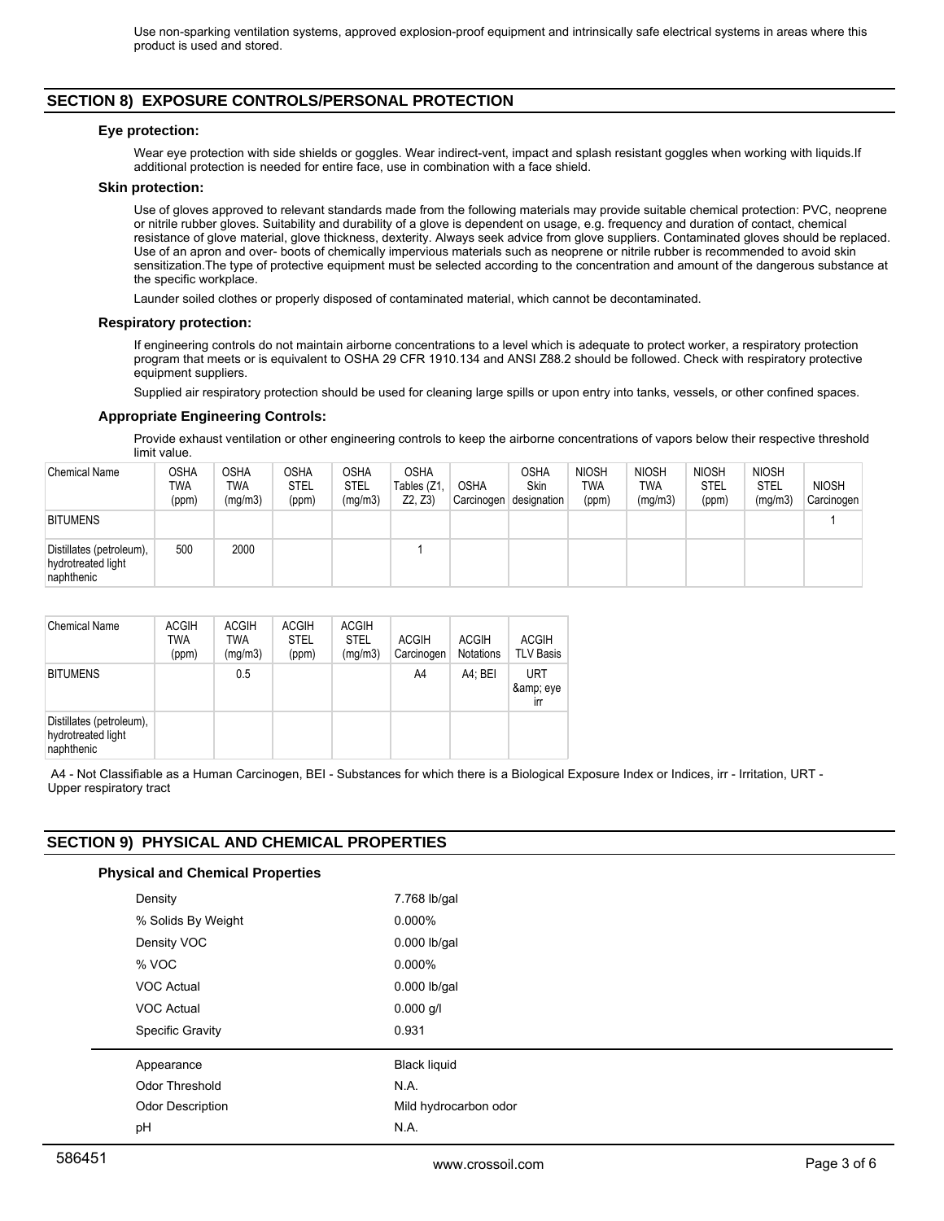Use non-sparking ventilation systems, approved explosion-proof equipment and intrinsically safe electrical systems in areas where this product is used and stored.

## SECTION 8) EXPOSURE CONTROLS/PERSONAL PROTECTION

### Eye protection:

Wear eye protection with side shields or goggles. Wear indirect-vent, impact and splash resistant goggles when working with liquids.If additional protection is needed for entire face, use in combination with a face shield.

### Skin protection:

Use of gloves approved to relevant standards made from the following materials may provide suitable chemical protection: PVC, neoprene or nitrile rubber gloves. Suitability and durability of a glove is dependent on usage, e.g. frequency and duration of contact, chemical resistance of glove material, glove thickness, dexterity. Always seek advice from glove suppliers. Contaminated gloves should be replaced. Use of an apron and over- boots of chemically impervious materials such as neoprene or nitrile rubber is recommended to avoid skin sensitization.The type of protective equipment must be selected according to the concentration and amount of the dangerous substance at the specific workplace.

Launder soiled clothes or properly disposed of contaminated material, which cannot be decontaminated.

### Respiratory protection:

If engineering controls do not maintain airborne concentrations to a level which is adequate to protect worker, a respiratory protection program that meets or is equivalent to OSHA 29 CFR 1910.134 and ANSI Z88.2 should be followed. Check with respiratory protective equipment suppliers.

Supplied air respiratory protection should be used for cleaning large spills or upon entry into tanks, vessels, or other confined spaces.

### Appropriate Engineering Controls:

Provide exhaust ventilation or other engineering controls to keep the airborne concentrations of vapors below their respective threshold limit value.

| Chemical Name | OSHA TWA (ppm) | OSHA TWA (mg/m3) | OSHA STEL (ppm) | OSHA STEL (mg/m3) | OSHA Tables (Z1, Z2, Z3) | OSHA Carcinogen | OSHA Skin designation | NIOSH TWA (ppm) | NIOSH TWA (mg/m3) | NIOSH STEL (ppm) | NIOSH STEL (mg/m3) | NIOSH Carcinogen |
|---|---|---|---|---|---|---|---|---|---|---|---|---|
| BITUMENS | | | | | | | | | | | | 1 |
| Distillates (petroleum), hydrotreated light naphthenic | 500 | 2000 | | | 1 | | | | | | | |

| Chemical Name | ACGIH TWA (ppm) | ACGIH TWA (mg/m3) | ACGIH STEL (ppm) | ACGIH STEL (mg/m3) | ACGIH Carcinogen | ACGIH Notations | ACGIH TLV Basis |
|---|---|---|---|---|---|---|---|
| BITUMENS | | 0.5 | | | A4 | A4; BEI | URT &amp; eye irr |
| Distillates (petroleum), hydrotreated light naphthenic | | | | | | | |

A4 - Not Classifiable as a Human Carcinogen, BEI - Substances for which there is a Biological Exposure Index or Indices, irr - Irritation, URT - Upper respiratory tract

## SECTION 9) PHYSICAL AND CHEMICAL PROPERTIES

### Physical and Chemical Properties

| | |
|---|---|
| Density | 7.768 lb/gal |
| % Solids By Weight | 0.000% |
| Density VOC | 0.000 lb/gal |
| % VOC | 0.000% |
| VOC Actual | 0.000 lb/gal |
| VOC Actual | 0.000 g/l |
| Specific Gravity | 0.931 |
| Appearance | Black liquid |
| Odor Threshold | N.A. |
| Odor Description | Mild hydrocarbon odor |
| pH | N.A. |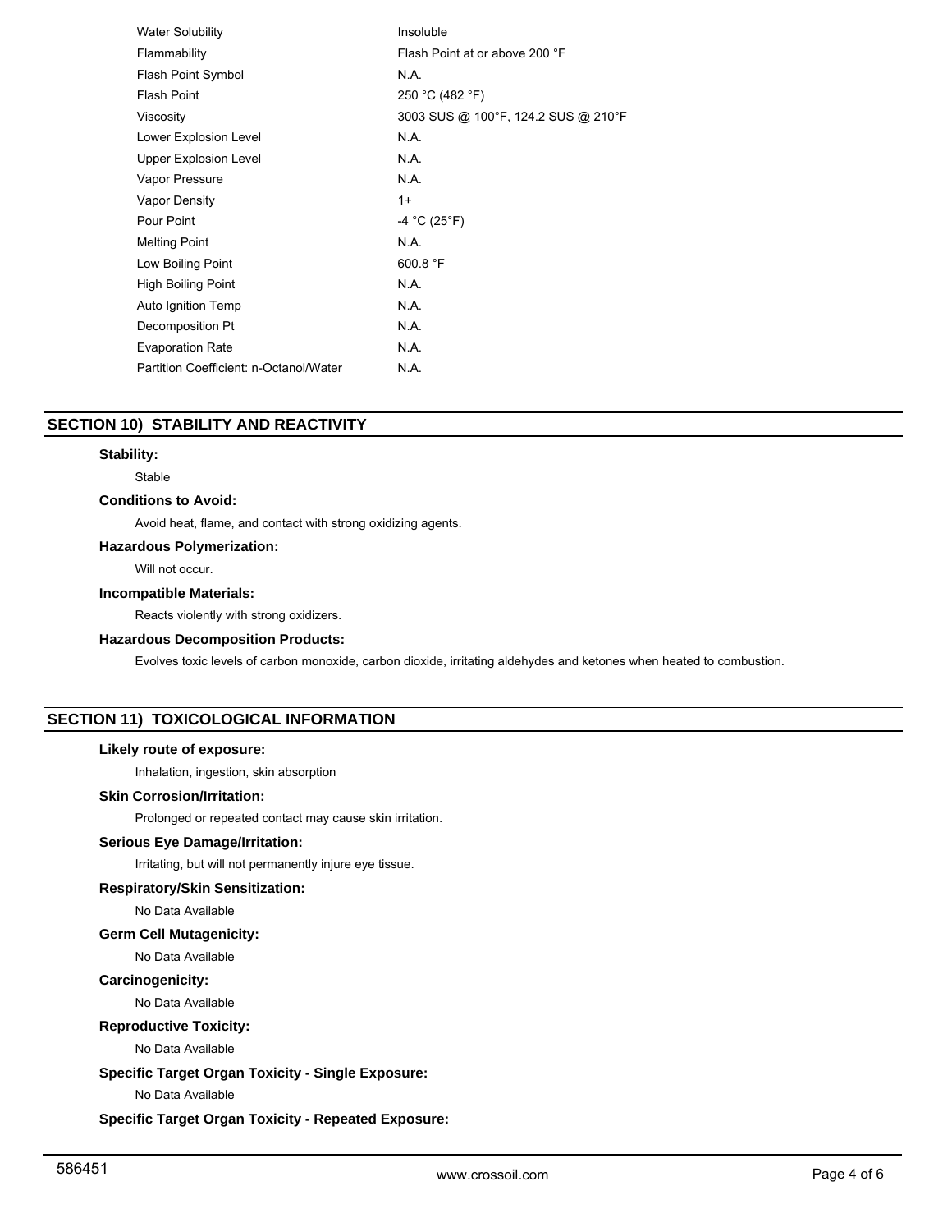| | |
|---|---|
| Water Solubility | Insoluble |
| Flammability | Flash Point at or above 200 °F |
| Flash Point Symbol | N.A. |
| Flash Point | 250 °C (482 °F) |
| Viscosity | 3003 SUS @ 100°F, 124.2 SUS @ 210°F |
| Lower Explosion Level | N.A. |
| Upper Explosion Level | N.A. |
| Vapor Pressure | N.A. |
| Vapor Density | 1+ |
| Pour Point | -4 °C (25°F) |
| Melting Point | N.A. |
| Low Boiling Point | 600.8 °F |
| High Boiling Point | N.A. |
| Auto Ignition Temp | N.A. |
| Decomposition Pt | N.A. |
| Evaporation Rate | N.A. |
| Partition Coefficient: n-Octanol/Water | N.A. |

## SECTION 10) STABILITY AND REACTIVITY

**Stability:**

Stable

**Conditions to Avoid:**

Avoid heat, flame, and contact with strong oxidizing agents.

**Hazardous Polymerization:**

Will not occur.

**Incompatible Materials:**

Reacts violently with strong oxidizers.

**Hazardous Decomposition Products:**

Evolves toxic levels of carbon monoxide, carbon dioxide, irritating aldehydes and ketones when heated to combustion.

## SECTION 11) TOXICOLOGICAL INFORMATION

**Likely route of exposure:**

Inhalation, ingestion, skin absorption

**Skin Corrosion/Irritation:**

Prolonged or repeated contact may cause skin irritation.

**Serious Eye Damage/Irritation:**

Irritating, but will not permanently injure eye tissue.

**Respiratory/Skin Sensitization:**

No Data Available

**Germ Cell Mutagenicity:**

No Data Available

**Carcinogenicity:**

No Data Available

**Reproductive Toxicity:**

No Data Available

**Specific Target Organ Toxicity - Single Exposure:**

No Data Available

**Specific Target Organ Toxicity - Repeated Exposure:**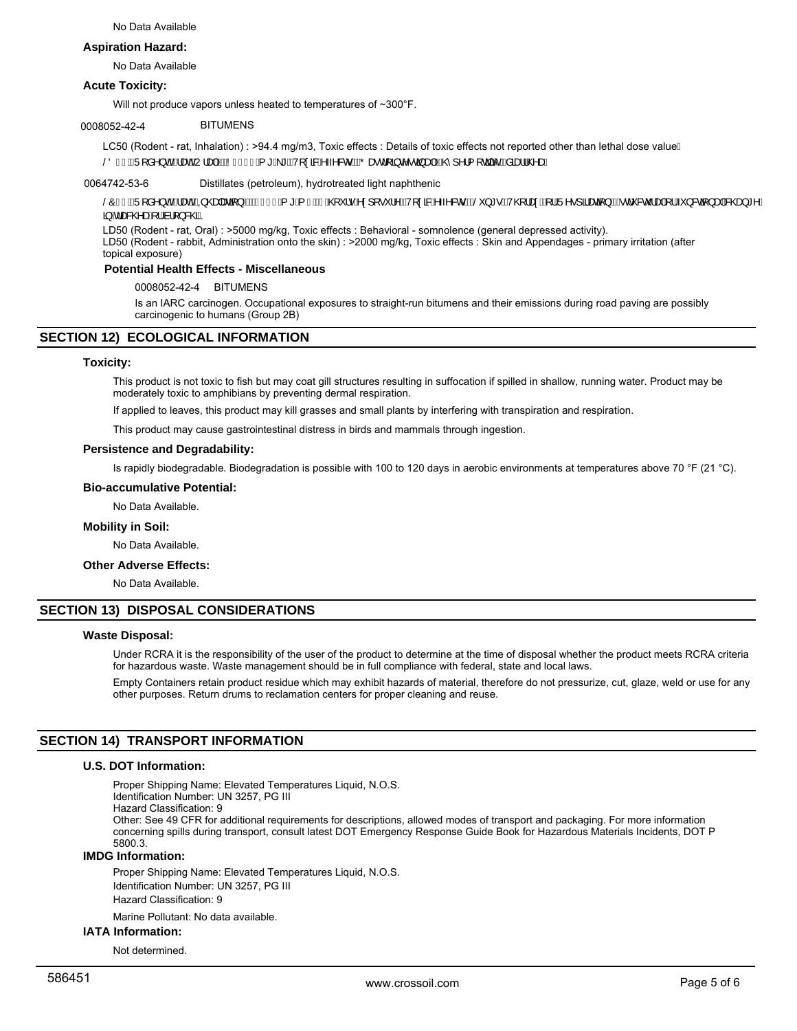No Data Available

**Aspiration Hazard:**

No Data Available

**Acute Toxicity:**

Will not produce vapors unless heated to temperatures of ~300°F.

0008052-42-4 BITUMENS

LC50 (Rodent - rat, Inhalation) : >94.4 mg/m3, Toxic effects : Details of toxic effects not reported other than lethal dose value

/ ' 5 RGHQW UDW 2 UDO ! P J NJ 7 R[ LF HIIHFW * DVWURLQWHVWLQDO K\SHUPRWLOLW\ GLDUUKHD

0064742-53-6 Distillates (petroleum), hydrotreated light naphthenic

/ & 5 RGHQW UDW,QKDODWLRQ P J P KRXUV H[ SRVXUH 7 R[ LF HIIHFW / XQJV 7 KRUD[ RU5 HVSLUDWLRQ VWUXFWXUDORUIXQFWLRQDOFKDQJH LQ WUDFKHD RUEURQFKL.

LD50 (Rodent - rat, Oral) : >5000 mg/kg, Toxic effects : Behavioral - somnolence (general depressed activity).

LD50 (Rodent - rabbit, Administration onto the skin) : >2000 mg/kg, Toxic effects : Skin and Appendages - primary irritation (after topical exposure)

**Potential Health Effects - Miscellaneous**

0008052-42-4 BITUMENS

Is an IARC carcinogen. Occupational exposures to straight-run bitumens and their emissions during road paving are possibly carcinogenic to humans (Group 2B)

## SECTION 12) ECOLOGICAL INFORMATION

**Toxicity:**

This product is not toxic to fish but may coat gill structures resulting in suffocation if spilled in shallow, running water. Product may be moderately toxic to amphibians by preventing dermal respiration.

If applied to leaves, this product may kill grasses and small plants by interfering with transpiration and respiration.

This product may cause gastrointestinal distress in birds and mammals through ingestion.

**Persistence and Degradability:**

Is rapidly biodegradable. Biodegradation is possible with 100 to 120 days in aerobic environments at temperatures above 70 °F (21 °C).

**Bio-accumulative Potential:**

No Data Available.

**Mobility in Soil:**

No Data Available.

**Other Adverse Effects:**

No Data Available.

## SECTION 13) DISPOSAL CONSIDERATIONS

**Waste Disposal:**

Under RCRA it is the responsibility of the user of the product to determine at the time of disposal whether the product meets RCRA criteria for hazardous waste. Waste management should be in full compliance with federal, state and local laws.

Empty Containers retain product residue which may exhibit hazards of material, therefore do not pressurize, cut, glaze, weld or use for any other purposes. Return drums to reclamation centers for proper cleaning and reuse.

## SECTION 14) TRANSPORT INFORMATION

**U.S. DOT Information:**

Proper Shipping Name: Elevated Temperatures Liquid, N.O.S.
Identification Number: UN 3257, PG III
Hazard Classification: 9
Other: See 49 CFR for additional requirements for descriptions, allowed modes of transport and packaging. For more information concerning spills during transport, consult latest DOT Emergency Response Guide Book for Hazardous Materials Incidents, DOT P 5800.3.

**IMDG Information:**

Proper Shipping Name: Elevated Temperatures Liquid, N.O.S.
Identification Number: UN 3257, PG III
Hazard Classification: 9

Marine Pollutant: No data available.

**IATA Information:**

Not determined.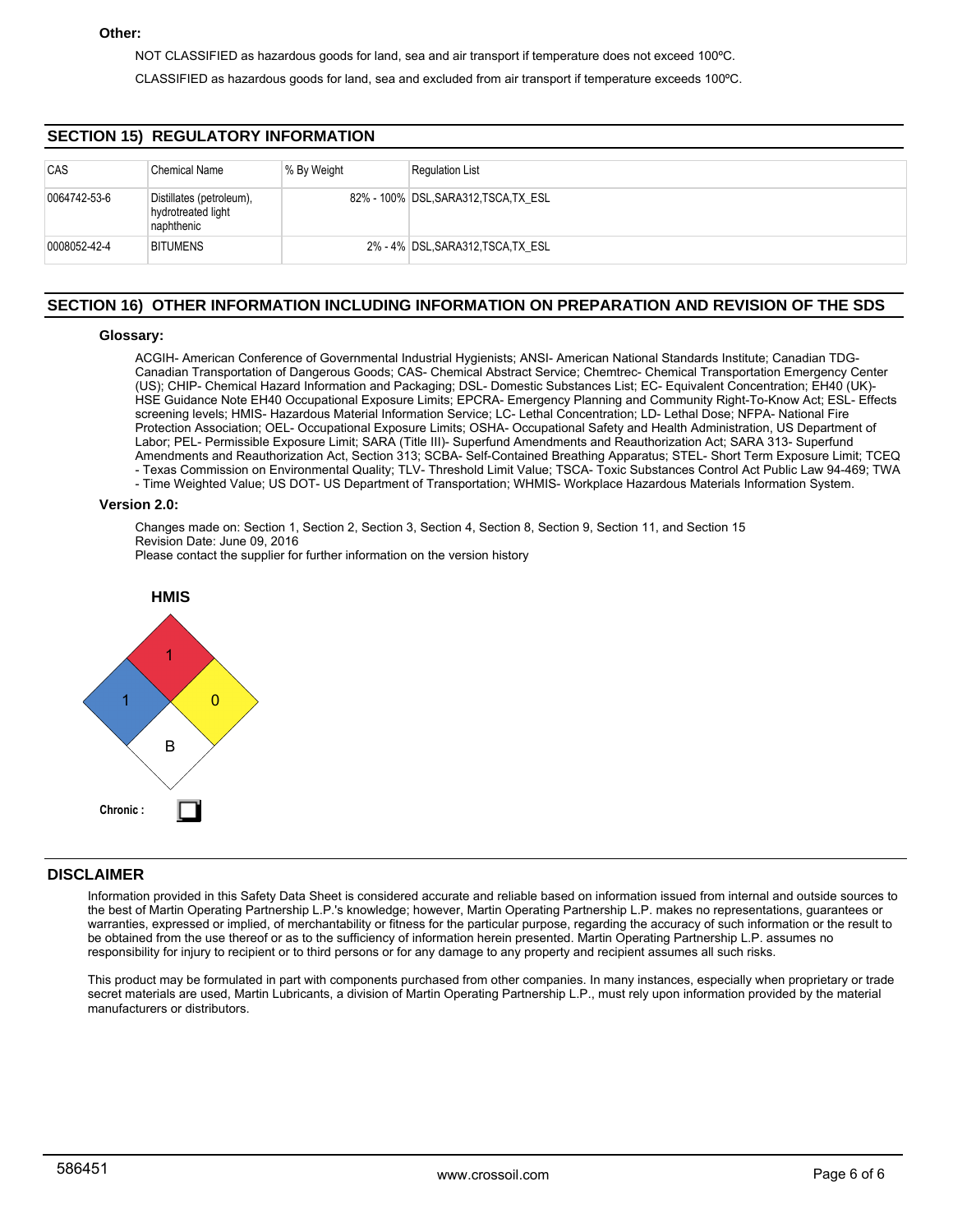**Other:**

NOT CLASSIFIED as hazardous goods for land, sea and air transport if temperature does not exceed 100ºC.

CLASSIFIED as hazardous goods for land, sea and excluded from air transport if temperature exceeds 100ºC.

## SECTION 15) REGULATORY INFORMATION

| CAS | Chemical Name | % By Weight | Regulation List |
|---|---|---|---|
| 0064742-53-6 | Distillates (petroleum), hydrotreated light naphthenic | 82% - 100% | DSL,SARA312,TSCA,TX_ESL |
| 0008052-42-4 | BITUMENS | 2% - 4% | DSL,SARA312,TSCA,TX_ESL |

## SECTION 16) OTHER INFORMATION INCLUDING INFORMATION ON PREPARATION AND REVISION OF THE SDS

**Glossary:**

ACGIH- American Conference of Governmental Industrial Hygienists; ANSI- American National Standards Institute; Canadian TDG- Canadian Transportation of Dangerous Goods; CAS- Chemical Abstract Service; Chemtrec- Chemical Transportation Emergency Center (US); CHIP- Chemical Hazard Information and Packaging; DSL- Domestic Substances List; EC- Equivalent Concentration; EH40 (UK)- HSE Guidance Note EH40 Occupational Exposure Limits; EPCRA- Emergency Planning and Community Right-To-Know Act; ESL- Effects screening levels; HMIS- Hazardous Material Information Service; LC- Lethal Concentration; LD- Lethal Dose; NFPA- National Fire Protection Association; OEL- Occupational Exposure Limits; OSHA- Occupational Safety and Health Administration, US Department of Labor; PEL- Permissible Exposure Limit; SARA (Title III)- Superfund Amendments and Reauthorization Act; SARA 313- Superfund Amendments and Reauthorization Act, Section 313; SCBA- Self-Contained Breathing Apparatus; STEL- Short Term Exposure Limit; TCEQ - Texas Commission on Environmental Quality; TLV- Threshold Limit Value; TSCA- Toxic Substances Control Act Public Law 94-469; TWA - Time Weighted Value; US DOT- US Department of Transportation; WHMIS- Workplace Hazardous Materials Information System.

**Version 2.0:**

Changes made on: Section 1, Section 2, Section 3, Section 4, Section 8, Section 9, Section 11, and Section 15
Revision Date: June 09, 2016
Please contact the supplier for further information on the version history

**HMIS**

1

1

0

B

**Chronic :**

## DISCLAIMER

Information provided in this Safety Data Sheet is considered accurate and reliable based on information issued from internal and outside sources to the best of Martin Operating Partnership L.P.'s knowledge; however, Martin Operating Partnership L.P. makes no representations, guarantees or warranties, expressed or implied, of merchantability or fitness for the particular purpose, regarding the accuracy of such information or the result to be obtained from the use thereof or as to the sufficiency of information herein presented. Martin Operating Partnership L.P. assumes no responsibility for injury to recipient or to third persons or for any damage to any property and recipient assumes all such risks.

This product may be formulated in part with components purchased from other companies. In many instances, especially when proprietary or trade secret materials are used, Martin Lubricants, a division of Martin Operating Partnership L.P., must rely upon information provided by the material manufacturers or distributors.

586451 www.crossoil.com